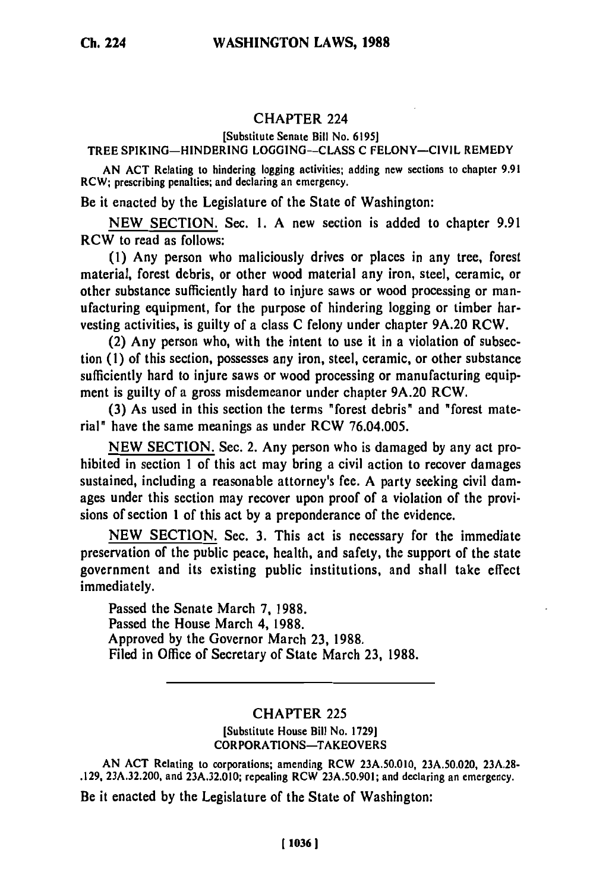## CHAPTER 224

[Substitute Senate Bill No. 6195]

### TREE SPIKING—HINDERING LOGGING—CLASS C FELONY—CIVIL REMEDY

AN ACT Relating to hindering logging activities; adding new sections to chapter 9.91 RCW; prescribing penalties; and declaring an emergency.

Be it enacted by the Legislature of the State of Washington:

NEW SECTION. Sec. 1. A new section is added to chapter 9.91 RCW to read as follows:

(1) Any person who maliciously drives or places in any tree, forest material, forest debris, or other wood material any iron, steel, ceramic, or other substance sufficiently hard to injure saws or wood processing or manufacturing equipment, for the purpose of hindering logging or timber harvesting activities, is guilty of a class C felony under chapter 9A.20 RCW.

(2) Any person who, with the intent to use it in a violation of subsection (1) of this section, possesses any iron, steel, ceramic, or other substance sufficiently hard to injure saws or wood processing or manufacturing equipment is guilty of a gross misdemeanor under chapter 9A.20 RCW.

(3) As used in this section the terms "forest debris" and "forest material" have the same meanings as under RCW 76.04.005.

NEW SECTION. Sec. 2. Any person who is damaged by any act prohibited in section 1 of this act may bring a civil action to recover damages sustained, including a reasonable attorney's fee. A party seeking civil damages under this section may recover upon proof of a violation of the provisions of section 1 of this act by a preponderance of the evidence.

NEW SECTION. Sec. 3. This act is necessary for the immediate preservation of the public peace, health, and safety, the support of the state government and its existing public institutions, and shall take effect immediately.

Passed the Senate March 7, 1988.
Passed the House March 4, 1988.
Approved by the Governor March 23, 1988.
Filed in Office of Secretary of State March 23, 1988.

---

## CHAPTER 225

[Substitute House Bill No. 1729]

### CORPORATIONS—TAKEOVERS

AN ACT Relating to corporations; amending RCW 23A.50.010, 23A.50.020, 23A.28.129, 23A.32.200, and 23A.32.010; repealing RCW 23A.50.901; and declaring an emergency.

Be it enacted by the Legislature of the State of Washington: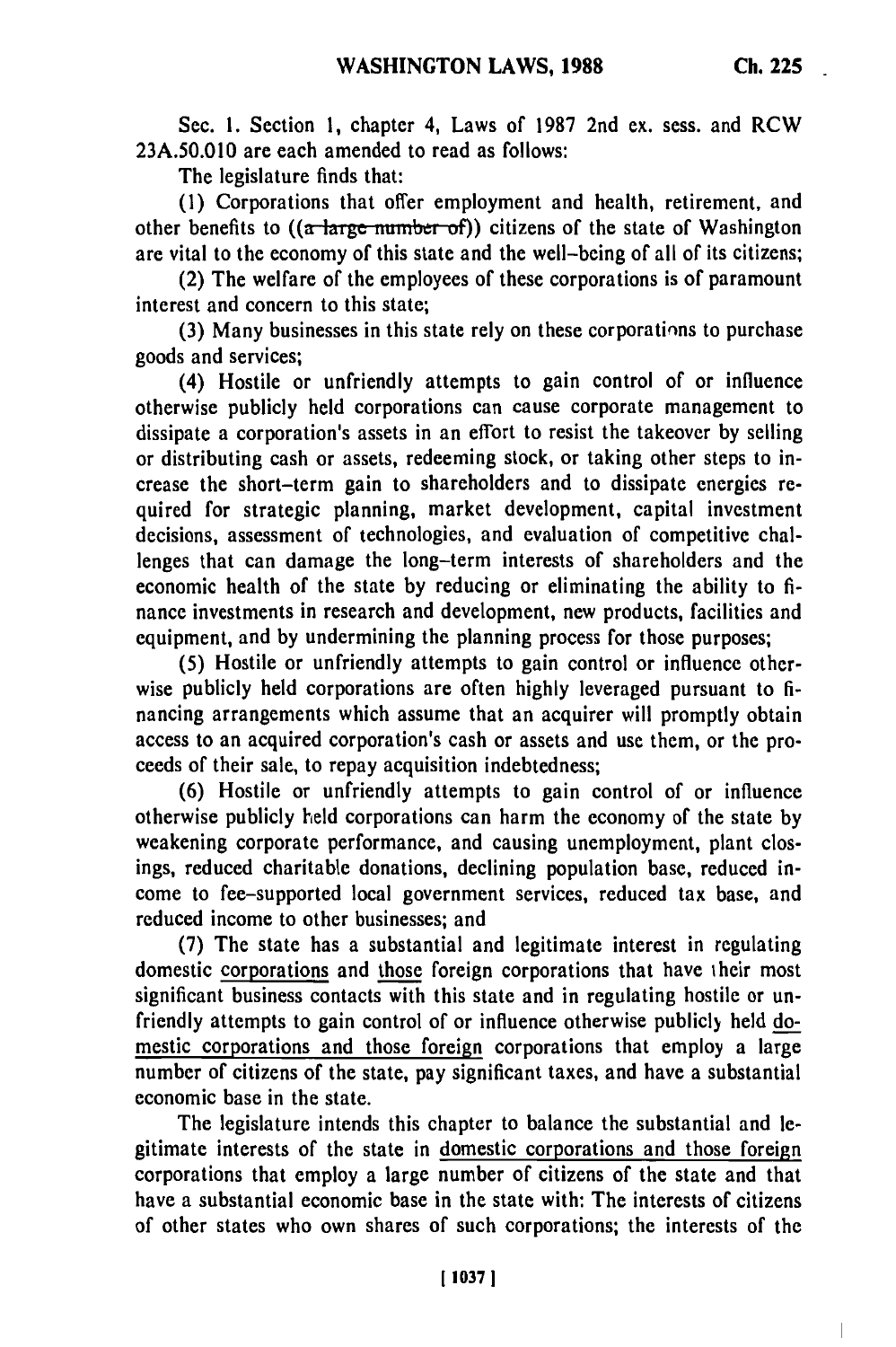Sec. 1. Section 1, chapter 4, Laws of 1987 2nd ex. sess. and RCW 23A.50.010 are each amended to read as follows:

The legislature finds that:

(1) Corporations that offer employment and health, retirement, and other benefits to ((~~a large number of~~)) citizens of the state of Washington are vital to the economy of this state and the well-being of all of its citizens;

(2) The welfare of the employees of these corporations is of paramount interest and concern to this state;

(3) Many businesses in this state rely on these corporations to purchase goods and services;

(4) Hostile or unfriendly attempts to gain control of or influence otherwise publicly held corporations can cause corporate management to dissipate a corporation's assets in an effort to resist the takeover by selling or distributing cash or assets, redeeming stock, or taking other steps to increase the short-term gain to shareholders and to dissipate energies required for strategic planning, market development, capital investment decisions, assessment of technologies, and evaluation of competitive challenges that can damage the long-term interests of shareholders and the economic health of the state by reducing or eliminating the ability to finance investments in research and development, new products, facilities and equipment, and by undermining the planning process for those purposes;

(5) Hostile or unfriendly attempts to gain control or influence otherwise publicly held corporations are often highly leveraged pursuant to financing arrangements which assume that an acquirer will promptly obtain access to an acquired corporation's cash or assets and use them, or the proceeds of their sale, to repay acquisition indebtedness;

(6) Hostile or unfriendly attempts to gain control of or influence otherwise publicly held corporations can harm the economy of the state by weakening corporate performance, and causing unemployment, plant closings, reduced charitable donations, declining population base, reduced income to fee-supported local government services, reduced tax base, and reduced income to other businesses; and

(7) The state has a substantial and legitimate interest in regulating domestic <u>corporations</u> and <u>those</u> foreign corporations that have their most significant business contacts with this state and in regulating hostile or unfriendly attempts to gain control of or influence otherwise publicly held <u>domestic corporations and those foreign</u> corporations that employ a large number of citizens of the state, pay significant taxes, and have a substantial economic base in the state.

The legislature intends this chapter to balance the substantial and legitimate interests of the state in <u>domestic corporations and those foreign</u> corporations that employ a large number of citizens of the state and that have a substantial economic base in the state with: The interests of citizens of other states who own shares of such corporations; the interests of the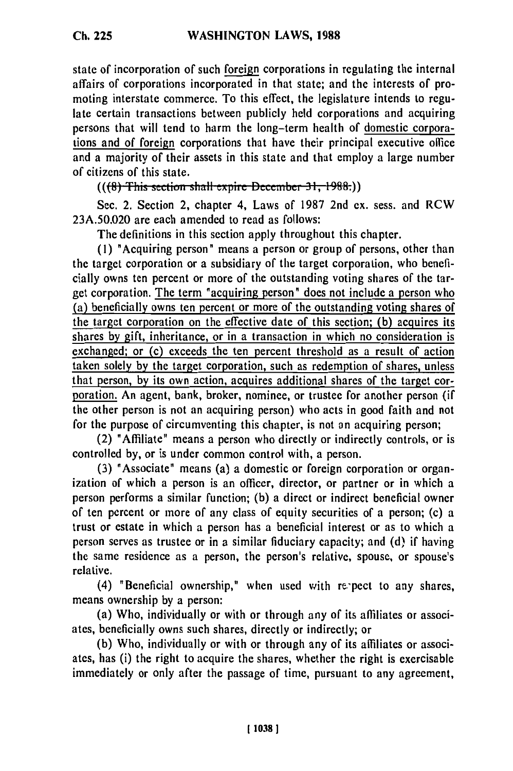state of incorporation of such foreign corporations in regulating the internal affairs of corporations incorporated in that state; and the interests of promoting interstate commerce. To this effect, the legislature intends to regulate certain transactions between publicly held corporations and acquiring persons that will tend to harm the long-term health of domestic corporations and of foreign corporations that have their principal executive office and a majority of their assets in this state and that employ a large number of citizens of this state.

((~~(8) This section shall expire December 31, 1988.~~))

Sec. 2. Section 2, chapter 4, Laws of 1987 2nd ex. sess. and RCW 23A.50.020 are each amended to read as follows:

The definitions in this section apply throughout this chapter.

(1) "Acquiring person" means a person or group of persons, other than the target corporation or a subsidiary of the target corporation, who beneficially owns ten percent or more of the outstanding voting shares of the target corporation. The term "acquiring person" does not include a person who (a) beneficially owns ten percent or more of the outstanding voting shares of the target corporation on the effective date of this section; (b) acquires its shares by gift, inheritance, or in a transaction in which no consideration is exchanged; or (c) exceeds the ten percent threshold as a result of action taken solely by the target corporation, such as redemption of shares, unless that person, by its own action, acquires additional shares of the target corporation. An agent, bank, broker, nominee, or trustee for another person (if the other person is not an acquiring person) who acts in good faith and not for the purpose of circumventing this chapter, is not an acquiring person;

(2) "Affiliate" means a person who directly or indirectly controls, or is controlled by, or is under common control with, a person.

(3) "Associate" means (a) a domestic or foreign corporation or organization of which a person is an officer, director, or partner or in which a person performs a similar function; (b) a direct or indirect beneficial owner of ten percent or more of any class of equity securities of a person; (c) a trust or estate in which a person has a beneficial interest or as to which a person serves as trustee or in a similar fiduciary capacity; and (d) if having the same residence as a person, the person's relative, spouse, or spouse's relative.

(4) "Beneficial ownership," when used with respect to any shares, means ownership by a person:

(a) Who, individually or with or through any of its affiliates or associates, beneficially owns such shares, directly or indirectly; or

(b) Who, individually or with or through any of its affiliates or associates, has (i) the right to acquire the shares, whether the right is exercisable immediately or only after the passage of time, pursuant to any agreement,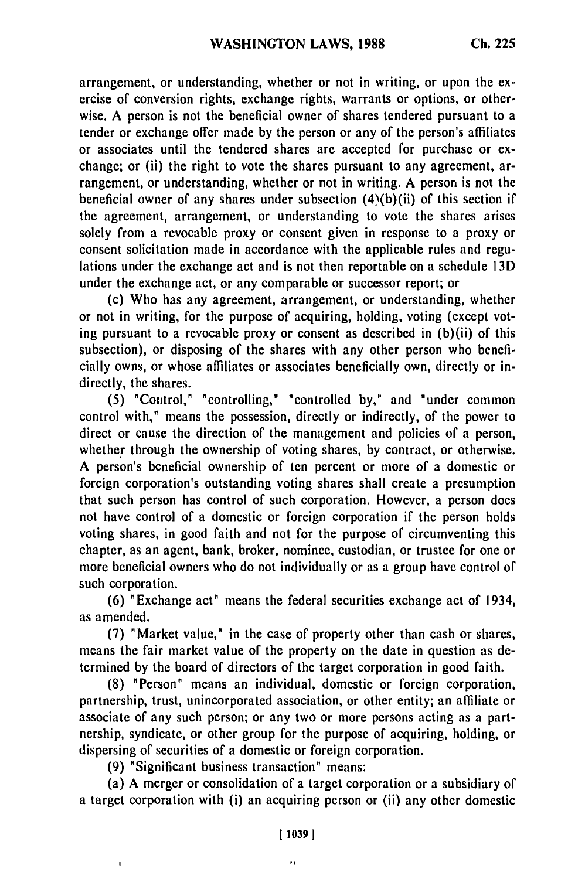arrangement, or understanding, whether or not in writing, or upon the exercise of conversion rights, exchange rights, warrants or options, or otherwise. A person is not the beneficial owner of shares tendered pursuant to a tender or exchange offer made by the person or any of the person's affiliates or associates until the tendered shares are accepted for purchase or exchange; or (ii) the right to vote the shares pursuant to any agreement, arrangement, or understanding, whether or not in writing. A person is not the beneficial owner of any shares under subsection (4)(b)(ii) of this section if the agreement, arrangement, or understanding to vote the shares arises solely from a revocable proxy or consent given in response to a proxy or consent solicitation made in accordance with the applicable rules and regulations under the exchange act and is not then reportable on a schedule 13D under the exchange act, or any comparable or successor report; or

(c) Who has any agreement, arrangement, or understanding, whether or not in writing, for the purpose of acquiring, holding, voting (except voting pursuant to a revocable proxy or consent as described in (b)(ii) of this subsection), or disposing of the shares with any other person who beneficially owns, or whose affiliates or associates beneficially own, directly or indirectly, the shares.

(5) "Control," "controlling," "controlled by," and "under common control with," means the possession, directly or indirectly, of the power to direct or cause the direction of the management and policies of a person, whether through the ownership of voting shares, by contract, or otherwise. A person's beneficial ownership of ten percent or more of a domestic or foreign corporation's outstanding voting shares shall create a presumption that such person has control of such corporation. However, a person does not have control of a domestic or foreign corporation if the person holds voting shares, in good faith and not for the purpose of circumventing this chapter, as an agent, bank, broker, nominee, custodian, or trustee for one or more beneficial owners who do not individually or as a group have control of such corporation.

(6) "Exchange act" means the federal securities exchange act of 1934, as amended.

(7) "Market value," in the case of property other than cash or shares, means the fair market value of the property on the date in question as determined by the board of directors of the target corporation in good faith.

(8) "Person" means an individual, domestic or foreign corporation, partnership, trust, unincorporated association, or other entity; an affiliate or associate of any such person; or any two or more persons acting as a partnership, syndicate, or other group for the purpose of acquiring, holding, or dispersing of securities of a domestic or foreign corporation.

(9) "Significant business transaction" means:

(a) A merger or consolidation of a target corporation or a subsidiary of a target corporation with (i) an acquiring person or (ii) any other domestic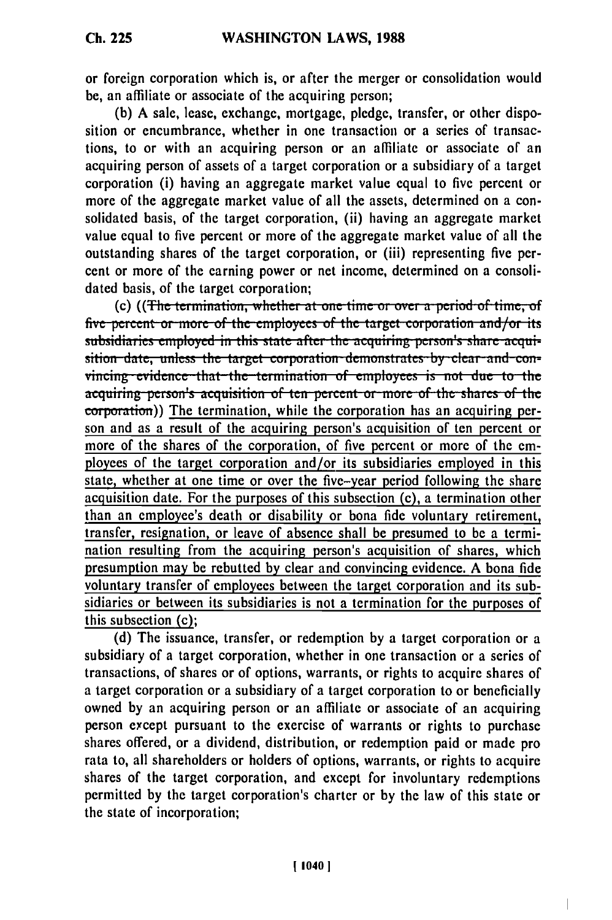or foreign corporation which is, or after the merger or consolidation would be, an affiliate or associate of the acquiring person;

(b) A sale, lease, exchange, mortgage, pledge, transfer, or other disposition or encumbrance, whether in one transaction or a series of transactions, to or with an acquiring person or an affiliate or associate of an acquiring person of assets of a target corporation or a subsidiary of a target corporation (i) having an aggregate market value equal to five percent or more of the aggregate market value of all the assets, determined on a consolidated basis, of the target corporation, (ii) having an aggregate market value equal to five percent or more of the aggregate market value of all the outstanding shares of the target corporation, or (iii) representing five percent or more of the earning power or net income, determined on a consolidated basis, of the target corporation;

(c) ((~~The termination, whether at one time or over a period of time, of five percent or more of the employees of the target corporation and/or its subsidiaries employed in this state after the acquiring person's share acquisition date, unless the target corporation demonstrates by clear and convincing evidence that the termination of employees is not due to the acquiring person's acquisition of ten percent or more of the shares of the corporation~~)) <u>The termination, while the corporation has an acquiring person and as a result of the acquiring person's acquisition of ten percent or more of the shares of the corporation, of five percent or more of the employees of the target corporation and/or its subsidiaries employed in this state, whether at one time or over the five-year period following the share acquisition date. For the purposes of this subsection (c), a termination other than an employee's death or disability or bona fide voluntary retirement, transfer, resignation, or leave of absence shall be presumed to be a termination resulting from the acquiring person's acquisition of shares, which presumption may be rebutted by clear and convincing evidence. A bona fide voluntary transfer of employees between the target corporation and its subsidiaries or between its subsidiaries is not a termination for the purposes of this subsection (c)</u>;

(d) The issuance, transfer, or redemption by a target corporation or a subsidiary of a target corporation, whether in one transaction or a series of transactions, of shares or of options, warrants, or rights to acquire shares of a target corporation or a subsidiary of a target corporation to or beneficially owned by an acquiring person or an affiliate or associate of an acquiring person except pursuant to the exercise of warrants or rights to purchase shares offered, or a dividend, distribution, or redemption paid or made pro rata to, all shareholders or holders of options, warrants, or rights to acquire shares of the target corporation, and except for involuntary redemptions permitted by the target corporation's charter or by the law of this state or the state of incorporation;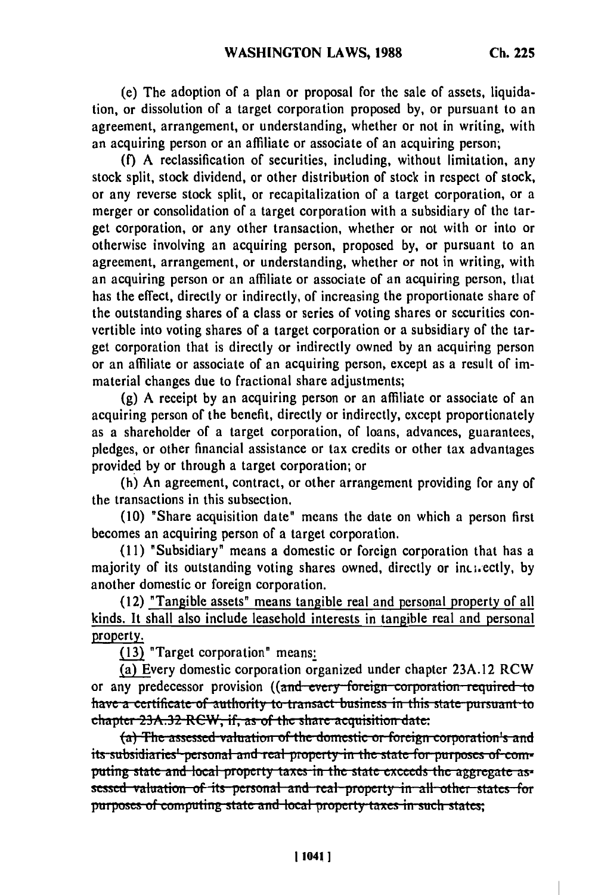(e) The adoption of a plan or proposal for the sale of assets, liquidation, or dissolution of a target corporation proposed by, or pursuant to an agreement, arrangement, or understanding, whether or not in writing, with an acquiring person or an affiliate or associate of an acquiring person;

(f) A reclassification of securities, including, without limitation, any stock split, stock dividend, or other distribution of stock in respect of stock, or any reverse stock split, or recapitalization of a target corporation, or a merger or consolidation of a target corporation with a subsidiary of the target corporation, or any other transaction, whether or not with or into or otherwise involving an acquiring person, proposed by, or pursuant to an agreement, arrangement, or understanding, whether or not in writing, with an acquiring person or an affiliate or associate of an acquiring person, that has the effect, directly or indirectly, of increasing the proportionate share of the outstanding shares of a class or series of voting shares or securities convertible into voting shares of a target corporation or a subsidiary of the target corporation that is directly or indirectly owned by an acquiring person or an affiliate or associate of an acquiring person, except as a result of immaterial changes due to fractional share adjustments;

(g) A receipt by an acquiring person or an affiliate or associate of an acquiring person of the benefit, directly or indirectly, except proportionately as a shareholder of a target corporation, of loans, advances, guarantees, pledges, or other financial assistance or tax credits or other tax advantages provided by or through a target corporation; or

(h) An agreement, contract, or other arrangement providing for any of the transactions in this subsection.

(10) "Share acquisition date" means the date on which a person first becomes an acquiring person of a target corporation.

(11) "Subsidiary" means a domestic or foreign corporation that has a majority of its outstanding voting shares owned, directly or indirectly, by another domestic or foreign corporation.

(12) <u>"Tangible assets" means tangible real and personal property of all kinds. It shall also include leasehold interests in tangible real and personal property.</u>

<u>(13)</u> "Target corporation" means<u>:</u>

<u>(a) E</u>very domestic corporation organized under chapter 23A.12 RCW or any predecessor provision ((~~and every foreign corporation required to have a certificate of authority to transact business in this state pursuant to chapter 23A.32 RCW, if, as of the share acquisition date:~~

~~(a) The assessed valuation of the domestic or foreign corporation's and its subsidiaries' personal and real property in the state for purposes of computing state and local property taxes in the state exceeds the aggregate assessed valuation of its personal and real property in all other states for purposes of computing state and local property taxes in such states;~~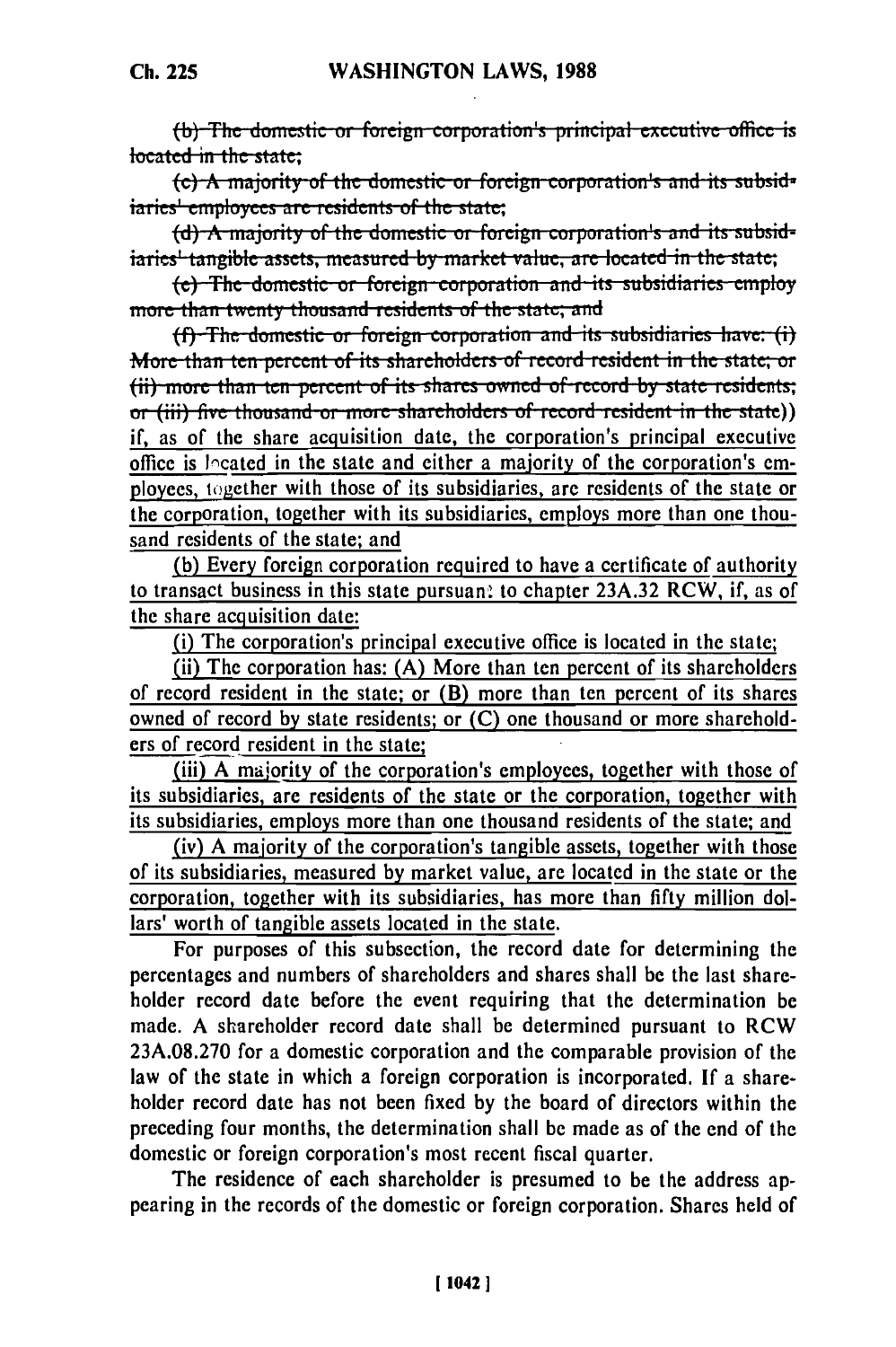~~(b) The domestic or foreign corporation's principal executive office is located in the state;~~

~~(c) A majority of the domestic or foreign corporation's and its subsidiaries' employees are residents of the state;~~

~~(d) A majority of the domestic or foreign corporation's and its subsidiaries' tangible assets, measured by market value, are located in the state;~~

~~(e) The domestic or foreign corporation and its subsidiaries employ more than twenty thousand residents of the state; and~~

~~(f) The domestic or foreign corporation and its subsidiaries have: (i) More than ten percent of its shareholders of record resident in the state; or (ii) more than ten percent of its shares owned of record by state residents; or (iii) five thousand or more shareholders of record resident in the state))~~ if, as of the share acquisition date, the corporation's principal executive office is located in the state and either a majority of the corporation's employees, together with those of its subsidiaries, are residents of the state or the corporation, together with its subsidiaries, employs more than one thousand residents of the state; and

(b) Every foreign corporation required to have a certificate of authority to transact business in this state pursuant to chapter 23A.32 RCW, if, as of the share acquisition date:

(i) The corporation's principal executive office is located in the state;

(ii) The corporation has: (A) More than ten percent of its shareholders of record resident in the state; or (B) more than ten percent of its shares owned of record by state residents; or (C) one thousand or more shareholders of record resident in the state;

(iii) A majority of the corporation's employees, together with those of its subsidiaries, are residents of the state or the corporation, together with its subsidiaries, employs more than one thousand residents of the state; and

(iv) A majority of the corporation's tangible assets, together with those of its subsidiaries, measured by market value, are located in the state or the corporation, together with its subsidiaries, has more than fifty million dollars' worth of tangible assets located in the state.

For purposes of this subsection, the record date for determining the percentages and numbers of shareholders and shares shall be the last shareholder record date before the event requiring that the determination be made. A shareholder record date shall be determined pursuant to RCW 23A.08.270 for a domestic corporation and the comparable provision of the law of the state in which a foreign corporation is incorporated. If a shareholder record date has not been fixed by the board of directors within the preceding four months, the determination shall be made as of the end of the domestic or foreign corporation's most recent fiscal quarter.

The residence of each shareholder is presumed to be the address appearing in the records of the domestic or foreign corporation. Shares held of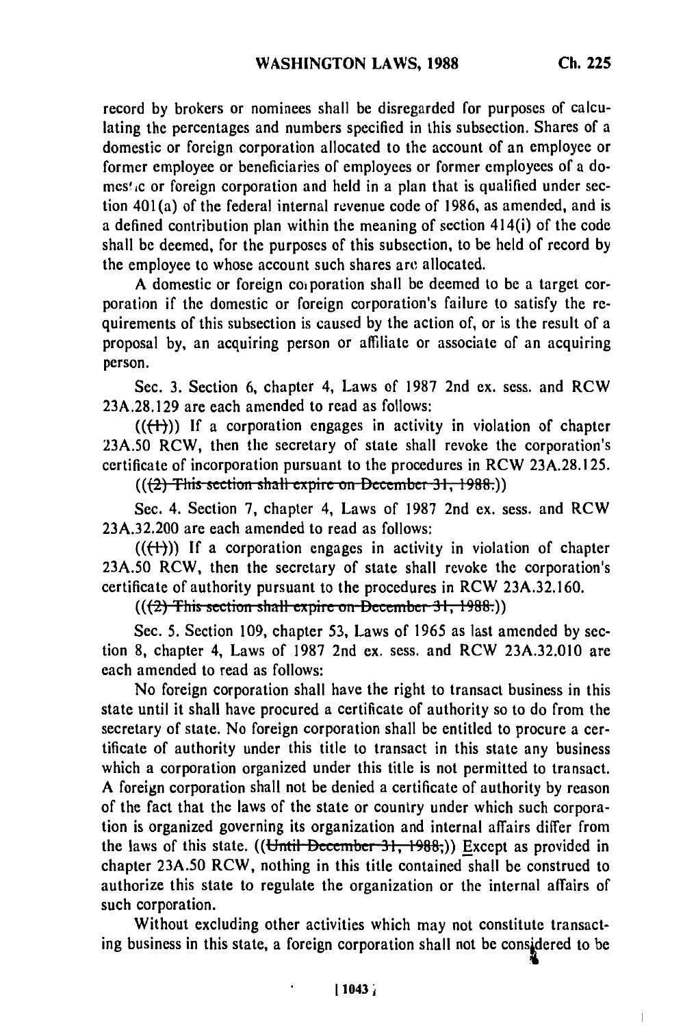record by brokers or nominees shall be disregarded for purposes of calculating the percentages and numbers specified in this subsection. Shares of a domestic or foreign corporation allocated to the account of an employee or former employee or beneficiaries of employees or former employees of a domestic or foreign corporation and held in a plan that is qualified under section 401(a) of the federal internal revenue code of 1986, as amended, and is a defined contribution plan within the meaning of section 414(i) of the code shall be deemed, for the purposes of this subsection, to be held of record by the employee to whose account such shares are allocated.

A domestic or foreign corporation shall be deemed to be a target corporation if the domestic or foreign corporation's failure to satisfy the requirements of this subsection is caused by the action of, or is the result of a proposal by, an acquiring person or affiliate or associate of an acquiring person.

Sec. 3. Section 6, chapter 4, Laws of 1987 2nd ex. sess. and RCW 23A.28.129 are each amended to read as follows:

((~~(1)~~)) If a corporation engages in activity in violation of chapter 23A.50 RCW, then the secretary of state shall revoke the corporation's certificate of incorporation pursuant to the procedures in RCW 23A.28.125.

((~~(2) This section shall expire on December 31, 1988.~~))

Sec. 4. Section 7, chapter 4, Laws of 1987 2nd ex. sess. and RCW 23A.32.200 are each amended to read as follows:

((~~(1)~~)) If a corporation engages in activity in violation of chapter 23A.50 RCW, then the secretary of state shall revoke the corporation's certificate of authority pursuant to the procedures in RCW 23A.32.160.

((~~(2) This section shall expire on December 31, 1988.~~))

Sec. 5. Section 109, chapter 53, Laws of 1965 as last amended by section 8, chapter 4, Laws of 1987 2nd ex. sess. and RCW 23A.32.010 are each amended to read as follows:

No foreign corporation shall have the right to transact business in this state until it shall have procured a certificate of authority so to do from the secretary of state. No foreign corporation shall be entitled to procure a certificate of authority under this title to transact in this state any business which a corporation organized under this title is not permitted to transact. A foreign corporation shall not be denied a certificate of authority by reason of the fact that the laws of the state or country under which such corporation is organized governing its organization and internal affairs differ from the laws of this state. ((~~Until December 31, 1988,~~)) Except as provided in chapter 23A.50 RCW, nothing in this title contained shall be construed to authorize this state to regulate the organization or the internal affairs of such corporation.

Without excluding other activities which may not constitute transacting business in this state, a foreign corporation shall not be considered to be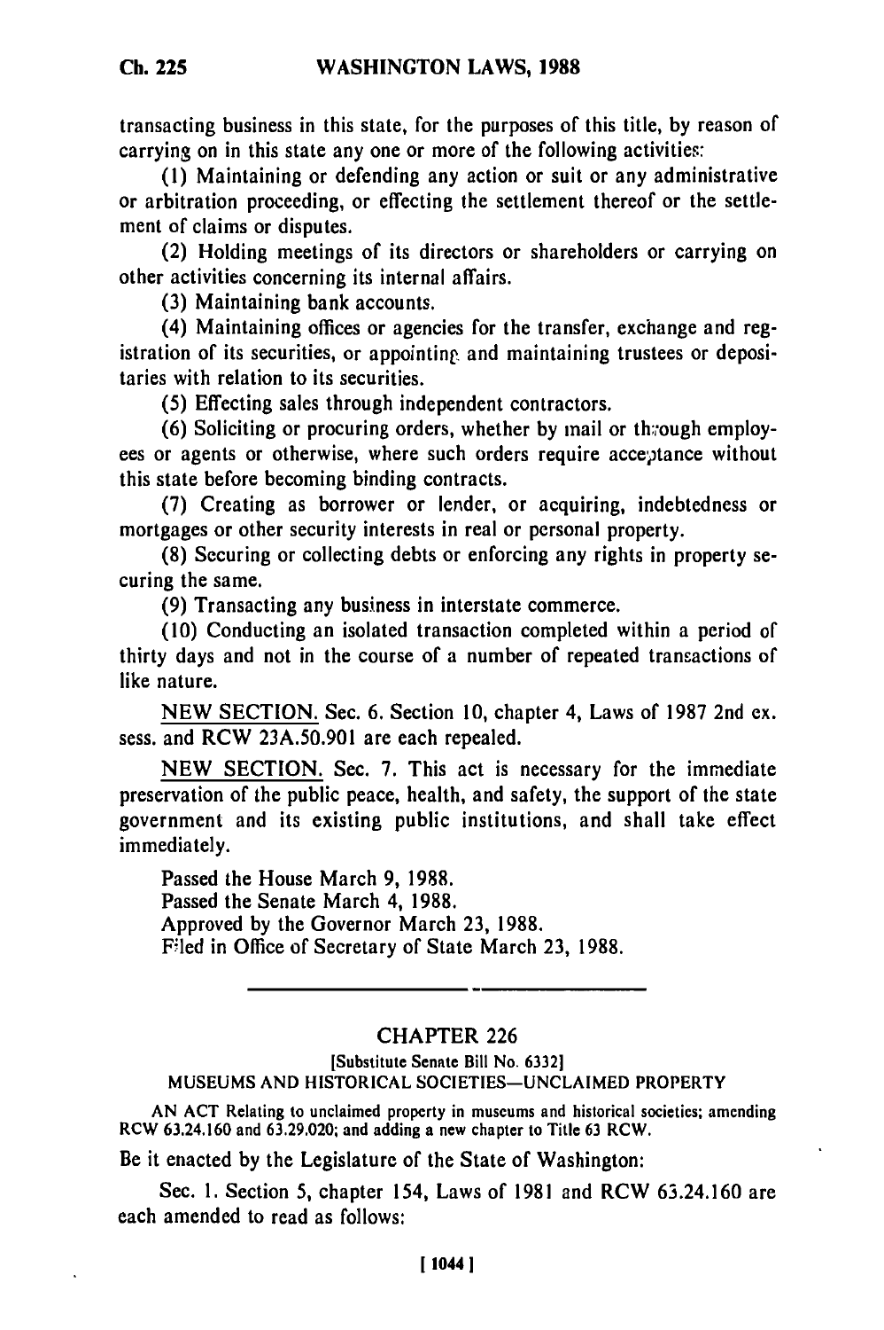transacting business in this state, for the purposes of this title, by reason of carrying on in this state any one or more of the following activities:

(1) Maintaining or defending any action or suit or any administrative or arbitration proceeding, or effecting the settlement thereof or the settlement of claims or disputes.

(2) Holding meetings of its directors or shareholders or carrying on other activities concerning its internal affairs.

(3) Maintaining bank accounts.

(4) Maintaining offices or agencies for the transfer, exchange and registration of its securities, or appointing and maintaining trustees or depositaries with relation to its securities.

(5) Effecting sales through independent contractors.

(6) Soliciting or procuring orders, whether by mail or through employees or agents or otherwise, where such orders require acceptance without this state before becoming binding contracts.

(7) Creating as borrower or lender, or acquiring, indebtedness or mortgages or other security interests in real or personal property.

(8) Securing or collecting debts or enforcing any rights in property securing the same.

(9) Transacting any business in interstate commerce.

(10) Conducting an isolated transaction completed within a period of thirty days and not in the course of a number of repeated transactions of like nature.

NEW SECTION. Sec. 6. Section 10, chapter 4, Laws of 1987 2nd ex. sess. and RCW 23A.50.901 are each repealed.

NEW SECTION. Sec. 7. This act is necessary for the immediate preservation of the public peace, health, and safety, the support of the state government and its existing public institutions, and shall take effect immediately.

Passed the House March 9, 1988.
Passed the Senate March 4, 1988.
Approved by the Governor March 23, 1988.
Filed in Office of Secretary of State March 23, 1988.

---

## CHAPTER 226

[Substitute Senate Bill No. 6332]

MUSEUMS AND HISTORICAL SOCIETIES—UNCLAIMED PROPERTY

AN ACT Relating to unclaimed property in museums and historical societies; amending RCW 63.24.160 and 63.29.020; and adding a new chapter to Title 63 RCW.

Be it enacted by the Legislature of the State of Washington:

Sec. 1. Section 5, chapter 154, Laws of 1981 and RCW 63.24.160 are each amended to read as follows: